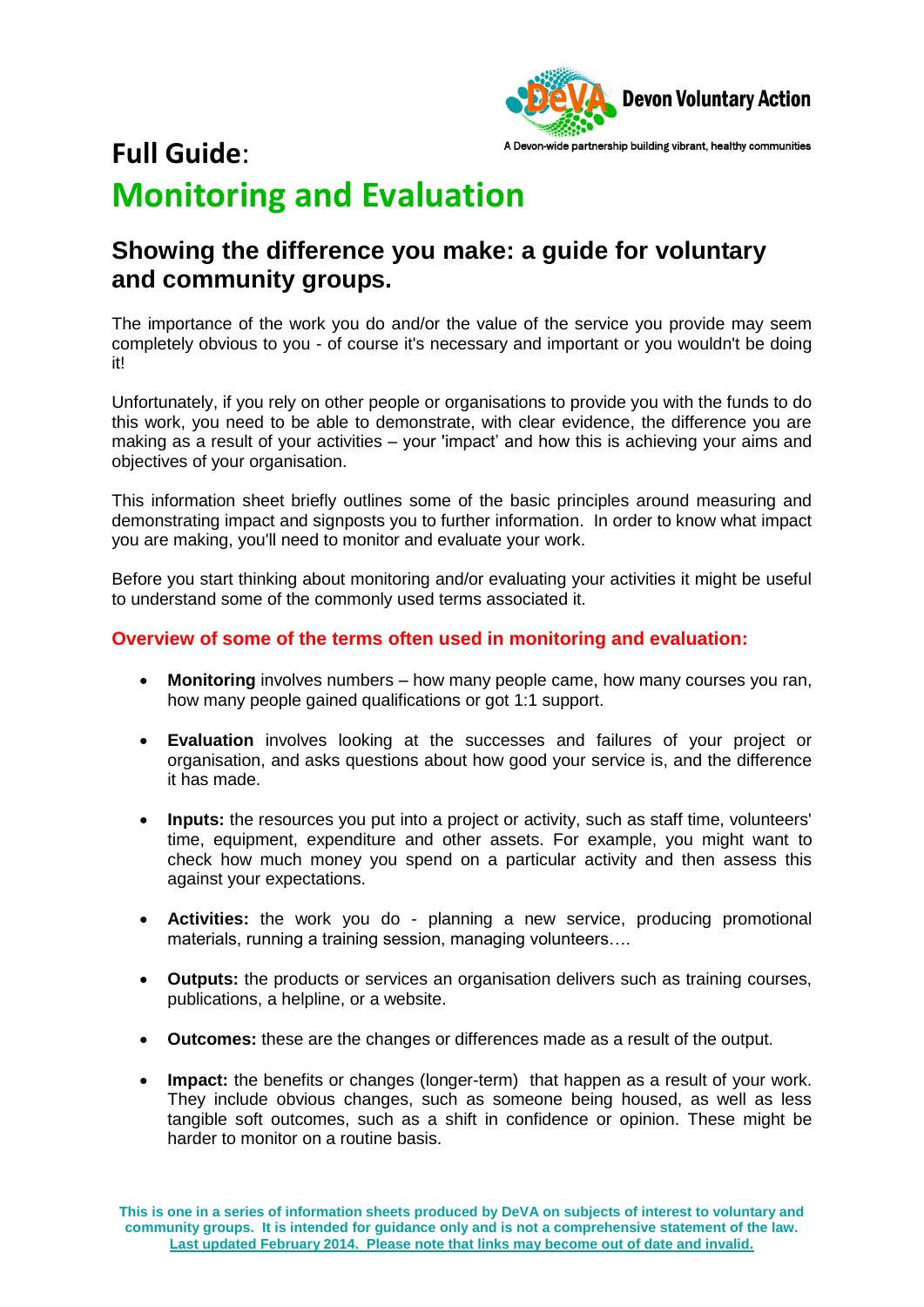Devon Voluntary Action

A Devon-wide partnership building vibrant, healthy communities

# **Full Guide**: Monitoring and Evaluation

## Showing the difference you make: a guide for voluntary and community groups.

The importance of the work you do and/or the value of the service you provide may seem completely obvious to you - of course it's necessary and important or you wouldn't be doing it!

Unfortunately, if you rely on other people or organisations to provide you with the funds to do this work, you need to be able to demonstrate, with clear evidence, the difference you are making as a result of your activities – your 'impact' and how this is achieving your aims and objectives of your organisation.

This information sheet briefly outlines some of the basic principles around measuring and demonstrating impact and signposts you to further information. In order to know what impact you are making, you'll need to monitor and evaluate your work.

Before you start thinking about monitoring and/or evaluating your activities it might be useful to understand some of the commonly used terms associated it.

### Overview of some of the terms often used in monitoring and evaluation:

- **Monitoring** involves numbers – how many people came, how many courses you ran, how many people gained qualifications or got 1:1 support.
- **Evaluation** involves looking at the successes and failures of your project or organisation, and asks questions about how good your service is, and the difference it has made.
- **Inputs:** the resources you put into a project or activity, such as staff time, volunteers' time, equipment, expenditure and other assets. For example, you might want to check how much money you spend on a particular activity and then assess this against your expectations.
- **Activities:** the work you do - planning a new service, producing promotional materials, running a training session, managing volunteers….
- **Outputs:** the products or services an organisation delivers such as training courses, publications, a helpline, or a website.
- **Outcomes:** these are the changes or differences made as a result of the output.
- **Impact:** the benefits or changes (longer-term) that happen as a result of your work. They include obvious changes, such as someone being housed, as well as less tangible soft outcomes, such as a shift in confidence or opinion. These might be harder to monitor on a routine basis.

**This is one in a series of information sheets produced by DeVA on subjects of interest to voluntary and community groups. It is intended for guidance only and is not a comprehensive statement of the law.**
**Last updated February 2014. Please note that links may become out of date and invalid.**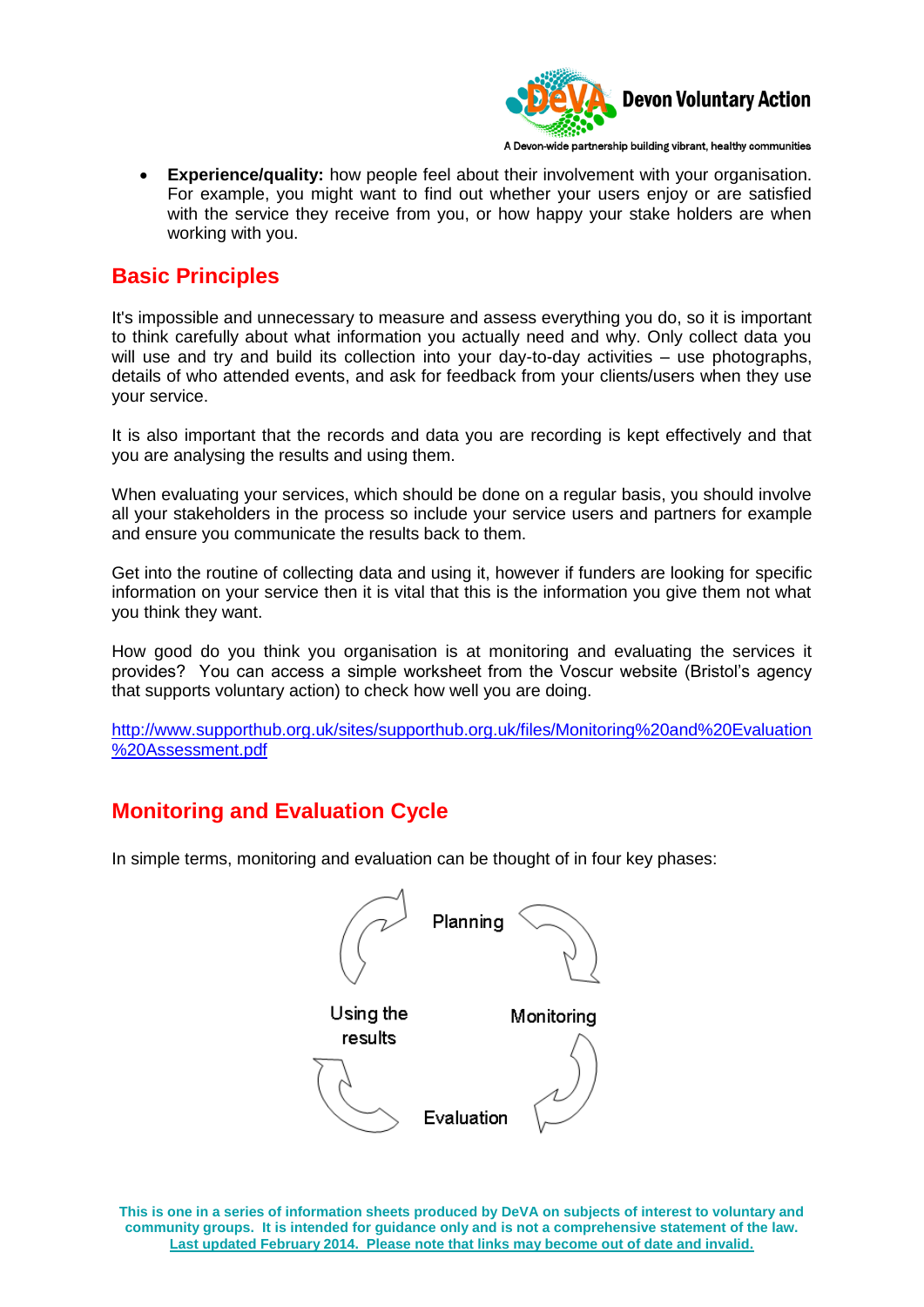- **Experience/quality:** how people feel about their involvement with your organisation. For example, you might want to find out whether your users enjoy or are satisfied with the service they receive from you, or how happy your stake holders are when working with you.

## Basic Principles

It's impossible and unnecessary to measure and assess everything you do, so it is important to think carefully about what information you actually need and why. Only collect data you will use and try and build its collection into your day-to-day activities – use photographs, details of who attended events, and ask for feedback from your clients/users when they use your service.

It is also important that the records and data you are recording is kept effectively and that you are analysing the results and using them.

When evaluating your services, which should be done on a regular basis, you should involve all your stakeholders in the process so include your service users and partners for example and ensure you communicate the results back to them.

Get into the routine of collecting data and using it, however if funders are looking for specific information on your service then it is vital that this is the information you give them not what you think they want.

How good do you think you organisation is at monitoring and evaluating the services it provides? You can access a simple worksheet from the Voscur website (Bristol's agency that supports voluntary action) to check how well you are doing.

http://www.supporthub.org.uk/sites/supporthub.org.uk/files/Monitoring%20and%20Evaluation%20Assessment.pdf

## Monitoring and Evaluation Cycle

In simple terms, monitoring and evaluation can be thought of in four key phases:

Planning → Monitoring → Evaluation → Using the results → Planning

**This is one in a series of information sheets produced by DeVA on subjects of interest to voluntary and community groups. It is intended for guidance only and is not a comprehensive statement of the law.**
**Last updated February 2014. Please note that links may become out of date and invalid.**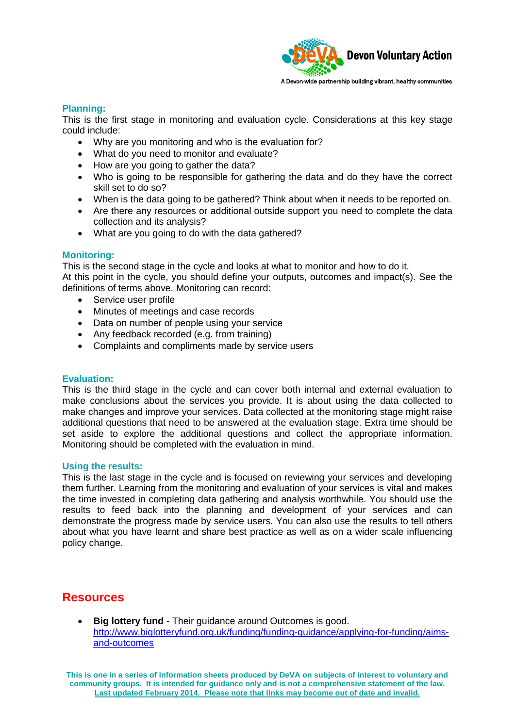**Planning:**

This is the first stage in monitoring and evaluation cycle. Considerations at this key stage could include:

- Why are you monitoring and who is the evaluation for?
- What do you need to monitor and evaluate?
- How are you going to gather the data?
- Who is going to be responsible for gathering the data and do they have the correct skill set to do so?
- When is the data going to be gathered? Think about when it needs to be reported on.
- Are there any resources or additional outside support you need to complete the data collection and its analysis?
- What are you going to do with the data gathered?

**Monitoring:**

This is the second stage in the cycle and looks at what to monitor and how to do it.
At this point in the cycle, you should define your outputs, outcomes and impact(s). See the definitions of terms above. Monitoring can record:

- Service user profile
- Minutes of meetings and case records
- Data on number of people using your service
- Any feedback recorded (e.g. from training)
- Complaints and compliments made by service users

**Evaluation:**

This is the third stage in the cycle and can cover both internal and external evaluation to make conclusions about the services you provide. It is about using the data collected to make changes and improve your services. Data collected at the monitoring stage might raise additional questions that need to be answered at the evaluation stage. Extra time should be set aside to explore the additional questions and collect the appropriate information. Monitoring should be completed with the evaluation in mind.

**Using the results:**

This is the last stage in the cycle and is focused on reviewing your services and developing them further. Learning from the monitoring and evaluation of your services is vital and makes the time invested in completing data gathering and analysis worthwhile. You should use the results to feed back into the planning and development of your services and can demonstrate the progress made by service users. You can also use the results to tell others about what you have learnt and share best practice as well as on a wider scale influencing policy change.

## Resources

- **Big lottery fund** - Their guidance around Outcomes is good.
  [http://www.biglotteryfund.org.uk/funding/funding-guidance/applying-for-funding/aims-and-outcomes](http://www.biglotteryfund.org.uk/funding/funding-guidance/applying-for-funding/aims-and-outcomes)

**This is one in a series of information sheets produced by DeVA on subjects of interest to voluntary and community groups. It is intended for guidance only and is not a comprehensive statement of the law. Last updated February 2014. Please note that links may become out of date and invalid.**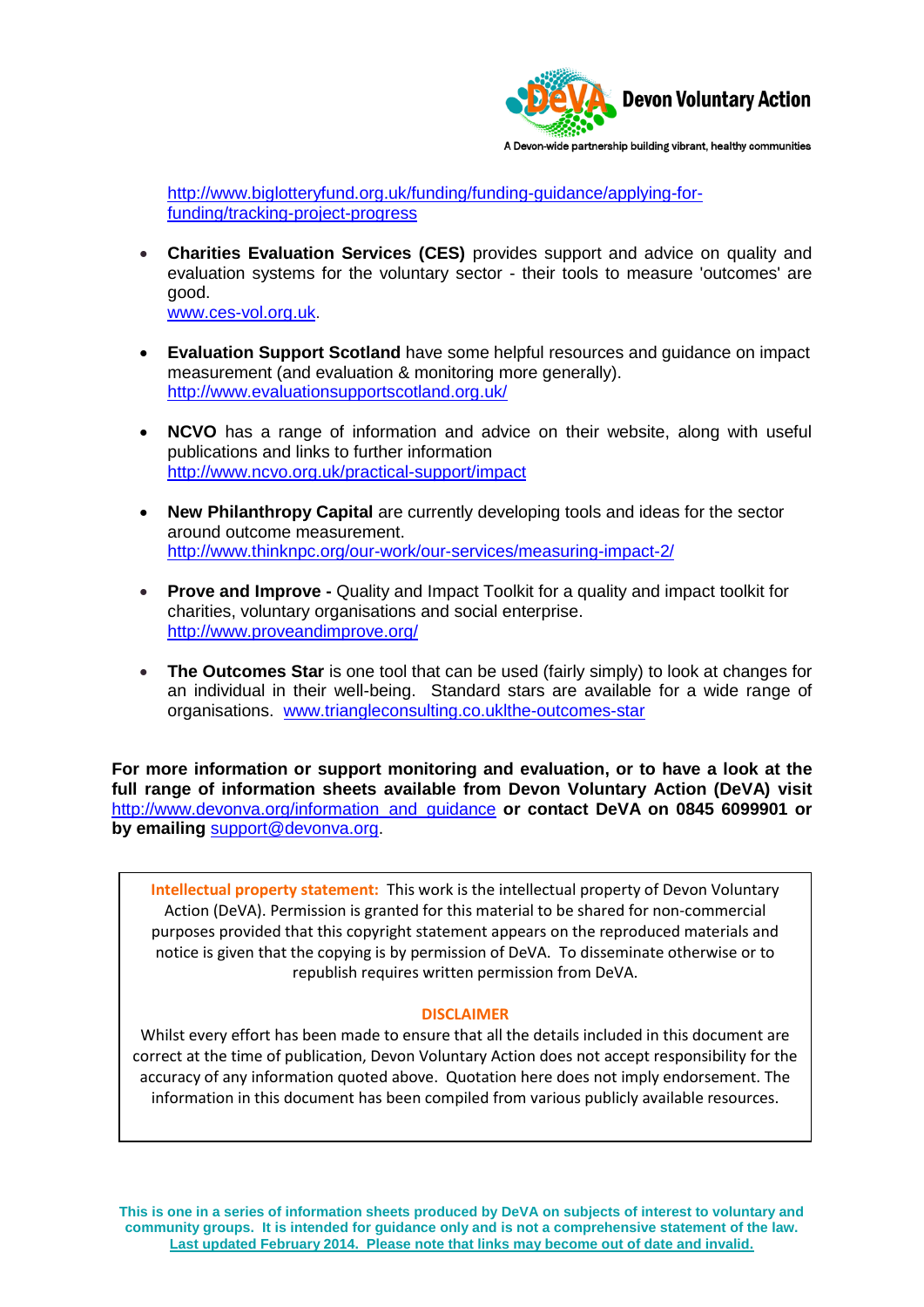http://www.biglotteryfund.org.uk/funding/funding-guidance/applying-for-funding/tracking-project-progress

- **Charities Evaluation Services (CES)** provides support and advice on quality and evaluation systems for the voluntary sector - their tools to measure 'outcomes' are good.
  www.ces-vol.org.uk.

- **Evaluation Support Scotland** have some helpful resources and guidance on impact measurement (and evaluation & monitoring more generally).
  http://www.evaluationsupportscotland.org.uk/

- **NCVO** has a range of information and advice on their website, along with useful publications and links to further information
  http://www.ncvo.org.uk/practical-support/impact

- **New Philanthropy Capital** are currently developing tools and ideas for the sector around outcome measurement.
  http://www.thinknpc.org/our-work/our-services/measuring-impact-2/

- **Prove and Improve -** Quality and Impact Toolkit for a quality and impact toolkit for charities, voluntary organisations and social enterprise.
  http://www.proveandimprove.org/

- **The Outcomes Star** is one tool that can be used (fairly simply) to look at changes for an individual in their well-being. Standard stars are available for a wide range of organisations. www.triangleconsulting.co.uklthe-outcomes-star

**For more information or support monitoring and evaluation, or to have a look at the full range of information sheets available from Devon Voluntary Action (DeVA) visit** http://www.devonva.org/information_and_guidance **or contact DeVA on 0845 6099901 or by emailing** support@devonva.org.

**Intellectual property statement:** This work is the intellectual property of Devon Voluntary Action (DeVA). Permission is granted for this material to be shared for non-commercial purposes provided that this copyright statement appears on the reproduced materials and notice is given that the copying is by permission of DeVA. To disseminate otherwise or to republish requires written permission from DeVA.

**DISCLAIMER**

Whilst every effort has been made to ensure that all the details included in this document are correct at the time of publication, Devon Voluntary Action does not accept responsibility for the accuracy of any information quoted above. Quotation here does not imply endorsement. The information in this document has been compiled from various publicly available resources.

**This is one in a series of information sheets produced by DeVA on subjects of interest to voluntary and community groups. It is intended for guidance only and is not a comprehensive statement of the law.**
**Last updated February 2014. Please note that links may become out of date and invalid.**